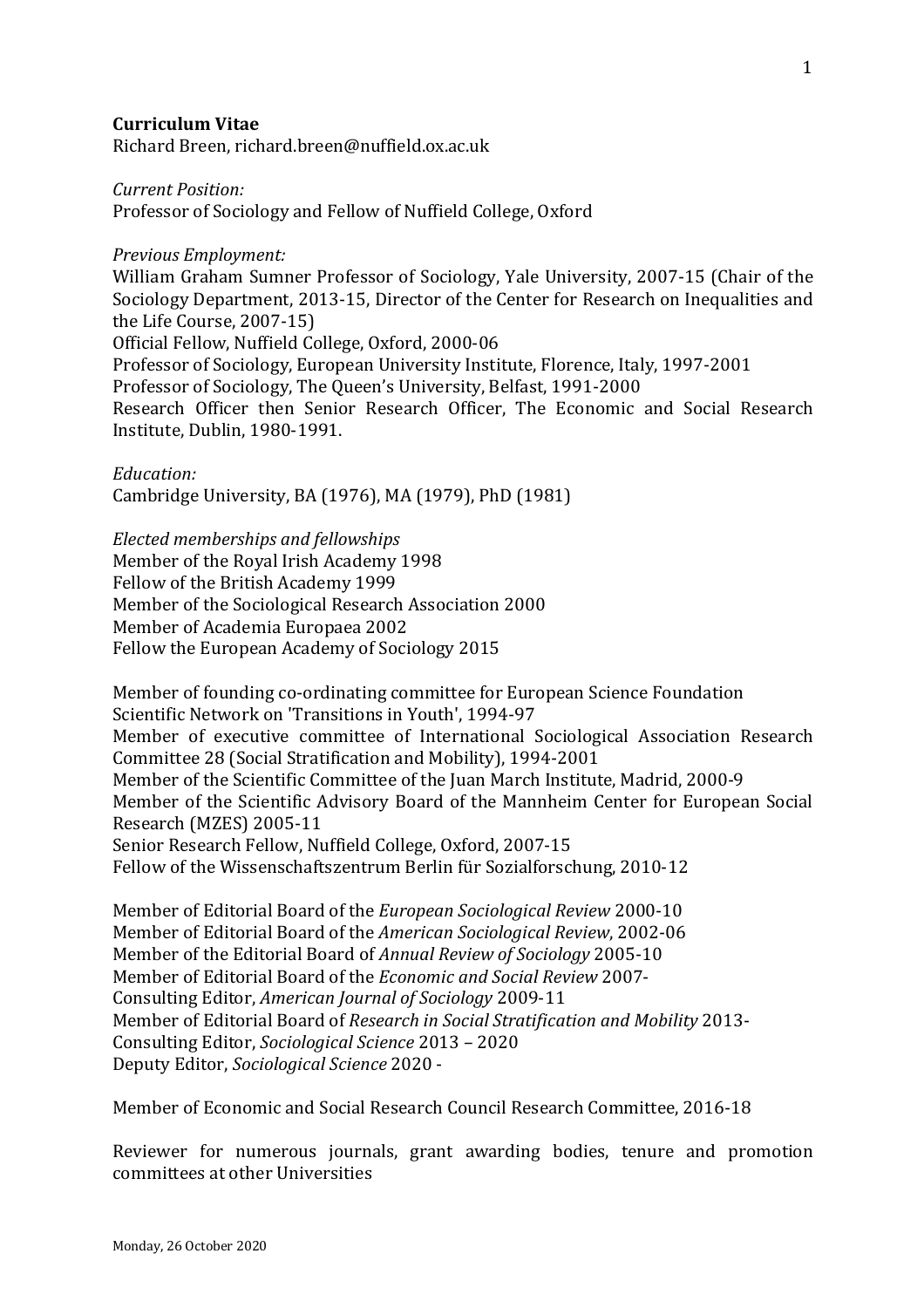**Curriculum Vitae**

Richard Breen, richard.breen@nuffield.ox.ac.uk

*Current Position:*

Professor of Sociology and Fellow of Nuffield College, Oxford

*Previous Employment:*

William Graham Sumner Professor of Sociology, Yale University, 2007-15 (Chair of the Sociology Department, 2013-15, Director of the Center for Research on Inequalities and the Life Course, 2007-15)

Official Fellow, Nuffield College, Oxford, 2000-06

Professor of Sociology, European University Institute, Florence, Italy, 1997-2001

Professor of Sociology, The Queen's University, Belfast, 1991-2000

Research Officer then Senior Research Officer, The Economic and Social Research Institute, Dublin, 1980-1991.

*Education:*

Cambridge University, BA (1976), MA (1979), PhD (1981)

*Elected memberships and fellowships*

Member of the Royal Irish Academy 1998

Fellow of the British Academy 1999

Member of the Sociological Research Association 2000

Member of Academia Europaea 2002

Fellow the European Academy of Sociology 2015

Member of founding co-ordinating committee for European Science Foundation Scientific Network on 'Transitions in Youth', 1994-97

Member of executive committee of International Sociological Association Research Committee 28 (Social Stratification and Mobility), 1994-2001

Member of the Scientific Committee of the Juan March Institute, Madrid, 2000-9

Member of the Scientific Advisory Board of the Mannheim Center for European Social Research (MZES) 2005-11

Senior Research Fellow, Nuffield College, Oxford, 2007-15

Fellow of the Wissenschaftszentrum Berlin für Sozialforschung, 2010-12

Member of Editorial Board of the *European Sociological Review* 2000-10

Member of Editorial Board of the *American Sociological Review*, 2002-06

Member of the Editorial Board of *Annual Review of Sociology* 2005-10

Member of Editorial Board of the *Economic and Social Review* 2007-

Consulting Editor, *American Journal of Sociology* 2009-11

Member of Editorial Board of *Research in Social Stratification and Mobility* 2013-

Consulting Editor, *Sociological Science* 2013 – 2020

Deputy Editor, *Sociological Science* 2020 -

Member of Economic and Social Research Council Research Committee, 2016-18

Reviewer for numerous journals, grant awarding bodies, tenure and promotion committees at other Universities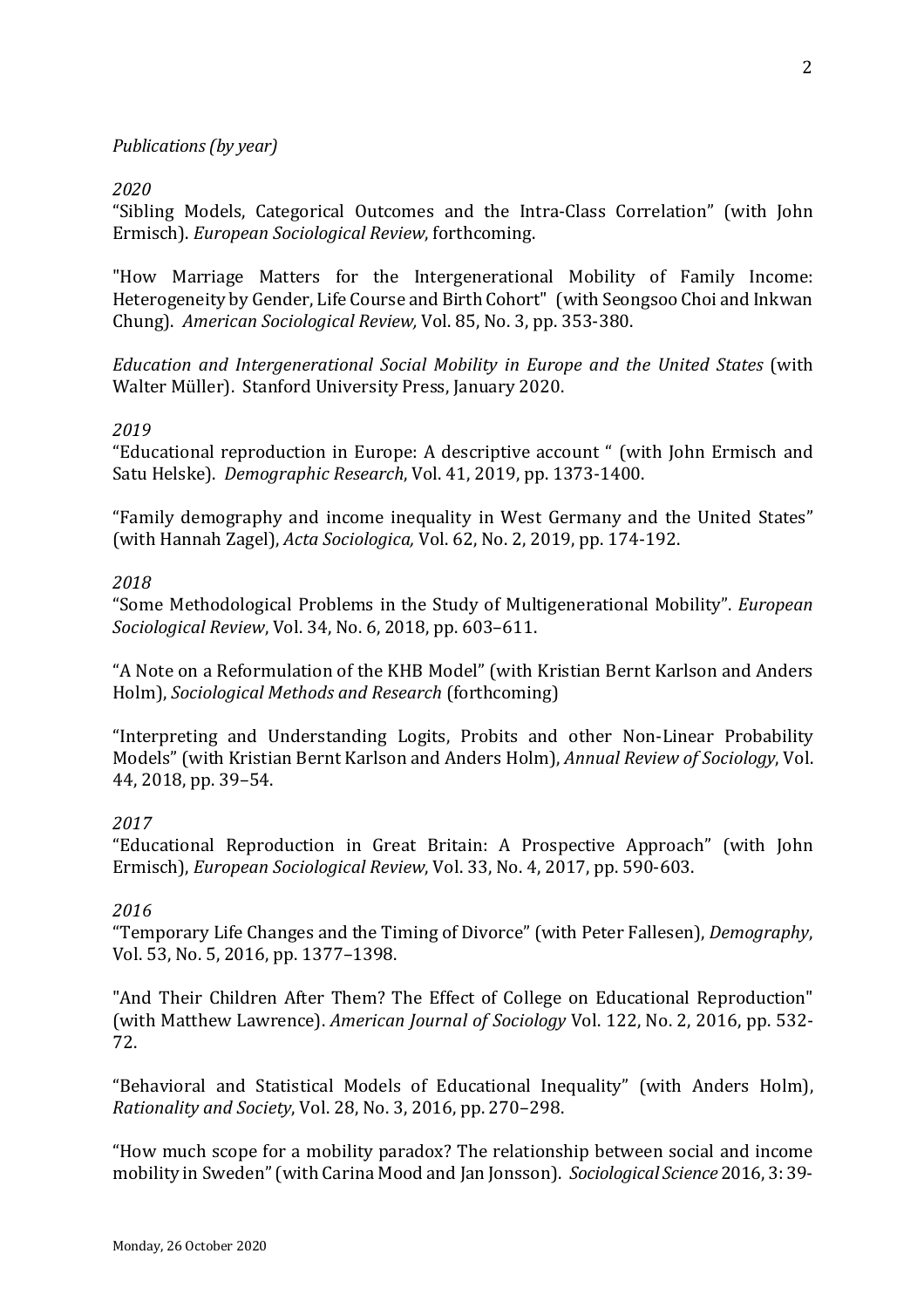*Publications (by year)*

*2020*

"Sibling Models, Categorical Outcomes and the Intra-Class Correlation" (with John Ermisch). *European Sociological Review*, forthcoming.

"How Marriage Matters for the Intergenerational Mobility of Family Income: Heterogeneity by Gender, Life Course and Birth Cohort" (with Seongsoo Choi and Inkwan Chung). *American Sociological Review,* Vol. 85, No. 3, pp. 353-380.

*Education and Intergenerational Social Mobility in Europe and the United States* (with Walter Müller). Stanford University Press, January 2020.

*2019*

"Educational reproduction in Europe: A descriptive account " (with John Ermisch and Satu Helske). *Demographic Research*, Vol. 41, 2019, pp. 1373-1400.

"Family demography and income inequality in West Germany and the United States" (with Hannah Zagel), *Acta Sociologica,* Vol. 62, No. 2, 2019, pp. 174-192.

*2018*

"Some Methodological Problems in the Study of Multigenerational Mobility". *European Sociological Review*, Vol. 34, No. 6, 2018, pp. 603–611.

"A Note on a Reformulation of the KHB Model" (with Kristian Bernt Karlson and Anders Holm), *Sociological Methods and Research* (forthcoming)

"Interpreting and Understanding Logits, Probits and other Non-Linear Probability Models" (with Kristian Bernt Karlson and Anders Holm), *Annual Review of Sociology*, Vol. 44, 2018, pp. 39–54.

*2017*

"Educational Reproduction in Great Britain: A Prospective Approach" (with John Ermisch), *European Sociological Review*, Vol. 33, No. 4, 2017, pp. 590-603.

*2016*

"Temporary Life Changes and the Timing of Divorce" (with Peter Fallesen), *Demography*, Vol. 53, No. 5, 2016, pp. 1377–1398.

"And Their Children After Them? The Effect of College on Educational Reproduction" (with Matthew Lawrence). *American Journal of Sociology* Vol. 122, No. 2, 2016, pp. 532-72.

"Behavioral and Statistical Models of Educational Inequality" (with Anders Holm), *Rationality and Society*, Vol. 28, No. 3, 2016, pp. 270–298.

"How much scope for a mobility paradox? The relationship between social and income mobility in Sweden" (with Carina Mood and Jan Jonsson). *Sociological Science* 2016, 3: 39-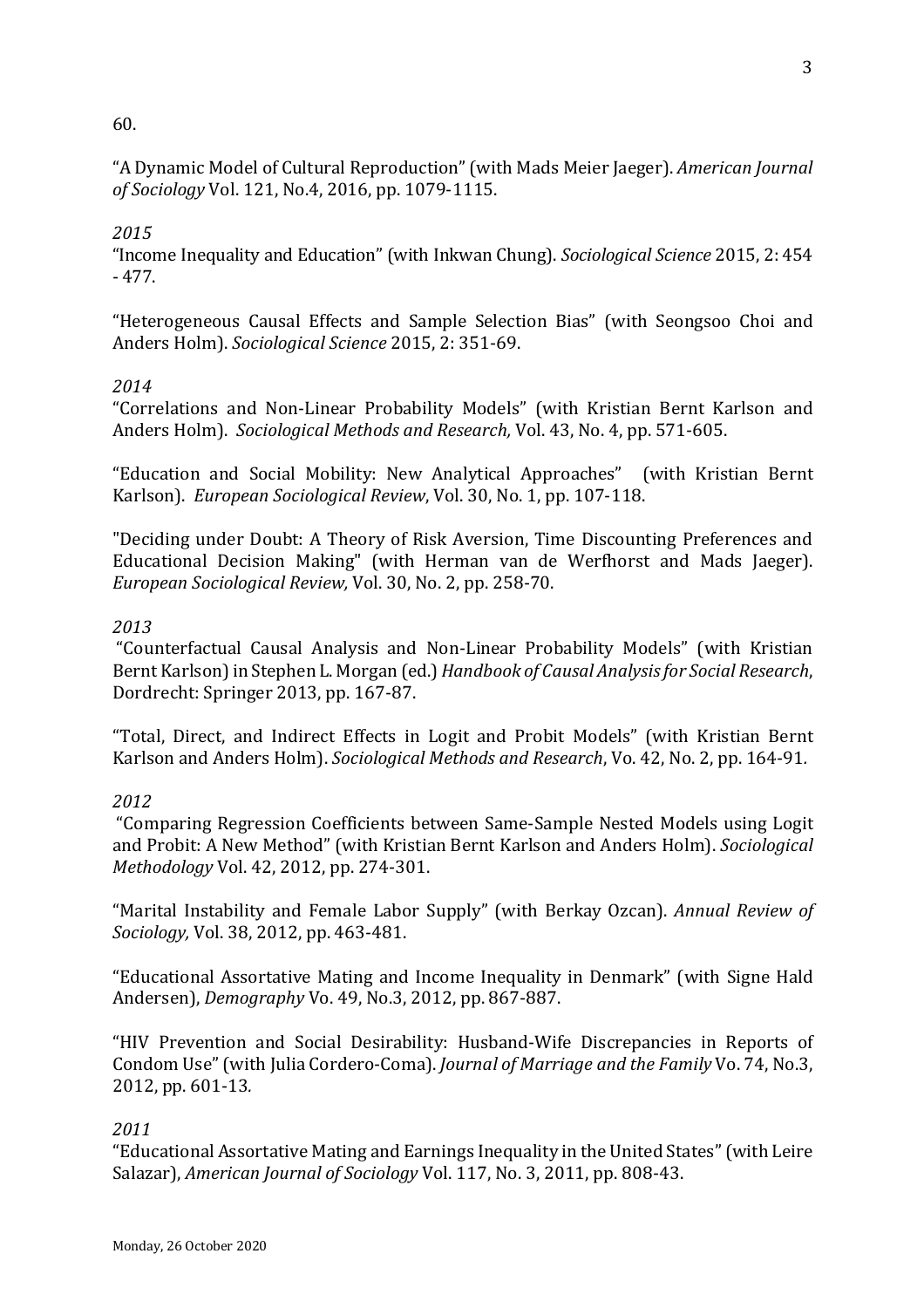60.

"A Dynamic Model of Cultural Reproduction" (with Mads Meier Jaeger). *American Journal of Sociology* Vol. 121, No.4, 2016, pp. 1079-1115.

*2015*

"Income Inequality and Education" (with Inkwan Chung). *Sociological Science* 2015, 2: 454 - 477.

"Heterogeneous Causal Effects and Sample Selection Bias" (with Seongsoo Choi and Anders Holm). *Sociological Science* 2015, 2: 351-69.

*2014*

"Correlations and Non-Linear Probability Models" (with Kristian Bernt Karlson and Anders Holm). *Sociological Methods and Research,* Vol. 43, No. 4, pp. 571-605.

"Education and Social Mobility: New Analytical Approaches" (with Kristian Bernt Karlson). *European Sociological Review*, Vol. 30, No. 1, pp. 107-118.

"Deciding under Doubt: A Theory of Risk Aversion, Time Discounting Preferences and Educational Decision Making" (with Herman van de Werfhorst and Mads Jaeger). *European Sociological Review,* Vol. 30, No. 2, pp. 258-70.

*2013*

"Counterfactual Causal Analysis and Non-Linear Probability Models" (with Kristian Bernt Karlson) in Stephen L. Morgan (ed.) *Handbook of Causal Analysis for Social Research*, Dordrecht: Springer 2013, pp. 167-87.

"Total, Direct, and Indirect Effects in Logit and Probit Models" (with Kristian Bernt Karlson and Anders Holm). *Sociological Methods and Research*, Vo. 42, No. 2, pp. 164-91.

*2012*

"Comparing Regression Coefficients between Same-Sample Nested Models using Logit and Probit: A New Method" (with Kristian Bernt Karlson and Anders Holm). *Sociological Methodology* Vol. 42, 2012, pp. 274-301.

"Marital Instability and Female Labor Supply" (with Berkay Ozcan). *Annual Review of Sociology,* Vol. 38, 2012, pp. 463-481.

"Educational Assortative Mating and Income Inequality in Denmark" (with Signe Hald Andersen), *Demography* Vo. 49, No.3, 2012, pp. 867-887.

"HIV Prevention and Social Desirability: Husband-Wife Discrepancies in Reports of Condom Use" (with Julia Cordero-Coma). *Journal of Marriage and the Family* Vo. 74, No.3, 2012, pp. 601-13.

*2011*

"Educational Assortative Mating and Earnings Inequality in the United States" (with Leire Salazar), *American Journal of Sociology* Vol. 117, No. 3, 2011, pp. 808-43.

Monday, 26 October 2020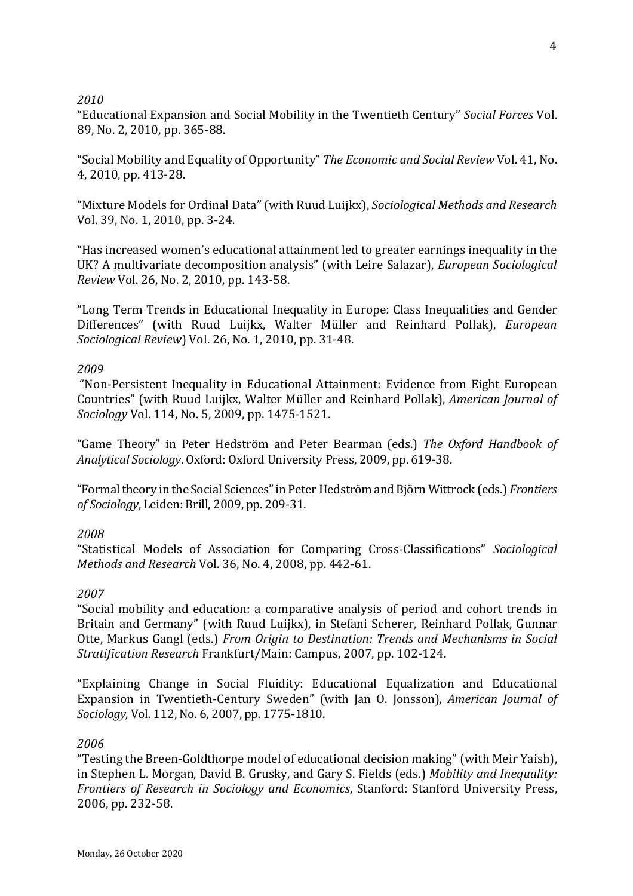*2010*

"Educational Expansion and Social Mobility in the Twentieth Century" *Social Forces* Vol. 89, No. 2, 2010, pp. 365-88.

"Social Mobility and Equality of Opportunity" *The Economic and Social Review* Vol. 41, No. 4, 2010, pp. 413-28.

"Mixture Models for Ordinal Data" (with Ruud Luijkx), *Sociological Methods and Research* Vol. 39, No. 1, 2010, pp. 3-24.

"Has increased women's educational attainment led to greater earnings inequality in the UK? A multivariate decomposition analysis" (with Leire Salazar), *European Sociological Review* Vol. 26, No. 2, 2010, pp. 143-58.

"Long Term Trends in Educational Inequality in Europe: Class Inequalities and Gender Differences" (with Ruud Luijkx, Walter Müller and Reinhard Pollak), *European Sociological Review*) Vol. 26, No. 1, 2010, pp. 31-48.

*2009*

"Non-Persistent Inequality in Educational Attainment: Evidence from Eight European Countries" (with Ruud Luijkx, Walter Müller and Reinhard Pollak), *American Journal of Sociology* Vol. 114, No. 5, 2009, pp. 1475-1521.

"Game Theory" in Peter Hedström and Peter Bearman (eds.) *The Oxford Handbook of Analytical Sociology*. Oxford: Oxford University Press, 2009, pp. 619-38.

"Formal theory in the Social Sciences" in Peter Hedström and Björn Wittrock (eds.) *Frontiers of Sociology*, Leiden: Brill, 2009, pp. 209-31.

*2008*

"Statistical Models of Association for Comparing Cross-Classifications" *Sociological Methods and Research* Vol. 36, No. 4, 2008, pp. 442-61.

*2007*

"Social mobility and education: a comparative analysis of period and cohort trends in Britain and Germany" (with Ruud Luijkx), in Stefani Scherer, Reinhard Pollak, Gunnar Otte, Markus Gangl (eds.) *From Origin to Destination: Trends and Mechanisms in Social Stratification Research* Frankfurt/Main: Campus, 2007, pp. 102-124.

"Explaining Change in Social Fluidity: Educational Equalization and Educational Expansion in Twentieth-Century Sweden" (with Jan O. Jonsson), *American Journal of Sociology,* Vol. 112, No. 6, 2007, pp. 1775-1810.

*2006*

"Testing the Breen-Goldthorpe model of educational decision making" (with Meir Yaish), in Stephen L. Morgan, David B. Grusky, and Gary S. Fields (eds.) *Mobility and Inequality: Frontiers of Research in Sociology and Economics*, Stanford: Stanford University Press, 2006, pp. 232-58.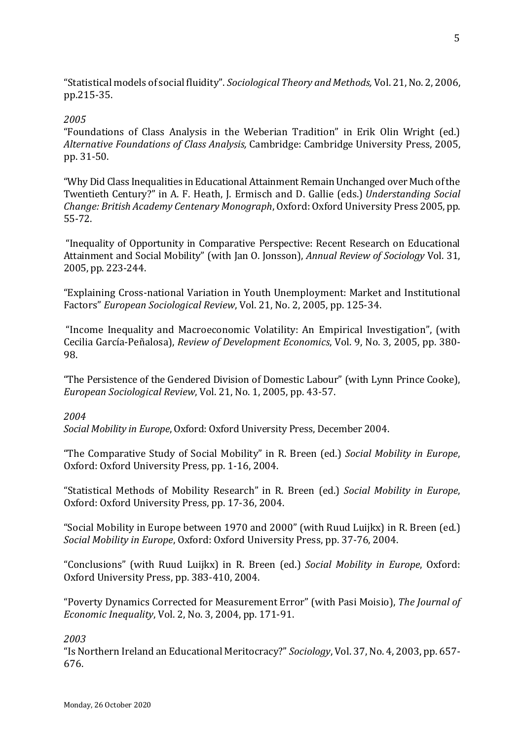"Statistical models of social fluidity". *Sociological Theory and Methods,* Vol. 21, No. 2, 2006, pp.215-35.

*2005*

"Foundations of Class Analysis in the Weberian Tradition" in Erik Olin Wright (ed.) *Alternative Foundations of Class Analysis,* Cambridge: Cambridge University Press, 2005, pp. 31-50.

"Why Did Class Inequalities in Educational Attainment Remain Unchanged over Much of the Twentieth Century?" in A. F. Heath, J. Ermisch and D. Gallie (eds.) *Understanding Social Change: British Academy Centenary Monograph*, Oxford: Oxford University Press 2005, pp. 55-72.

"Inequality of Opportunity in Comparative Perspective: Recent Research on Educational Attainment and Social Mobility" (with Jan O. Jonsson), *Annual Review of Sociology* Vol. 31, 2005, pp. 223-244.

"Explaining Cross-national Variation in Youth Unemployment: Market and Institutional Factors" *European Sociological Review*, Vol. 21, No. 2, 2005, pp. 125-34.

"Income Inequality and Macroeconomic Volatility: An Empirical Investigation", (with Cecilia García-Peñalosa), *Review of Development Economics*, Vol. 9, No. 3, 2005, pp. 380-98.

"The Persistence of the Gendered Division of Domestic Labour" (with Lynn Prince Cooke), *European Sociological Review*, Vol. 21, No. 1, 2005, pp. 43-57.

*2004*

*Social Mobility in Europe*, Oxford: Oxford University Press, December 2004.

"The Comparative Study of Social Mobility" in R. Breen (ed.) *Social Mobility in Europe*, Oxford: Oxford University Press, pp. 1-16, 2004.

"Statistical Methods of Mobility Research" in R. Breen (ed.) *Social Mobility in Europe*, Oxford: Oxford University Press, pp. 17-36, 2004.

"Social Mobility in Europe between 1970 and 2000" (with Ruud Luijkx) in R. Breen (ed.) *Social Mobility in Europe*, Oxford: Oxford University Press, pp. 37-76, 2004.

"Conclusions" (with Ruud Luijkx) in R. Breen (ed.) *Social Mobility in Europe*, Oxford: Oxford University Press, pp. 383-410, 2004.

"Poverty Dynamics Corrected for Measurement Error" (with Pasi Moisio), *The Journal of Economic Inequality*, Vol. 2, No. 3, 2004, pp. 171-91.

*2003*

"Is Northern Ireland an Educational Meritocracy?" *Sociology*, Vol. 37, No. 4, 2003, pp. 657-676.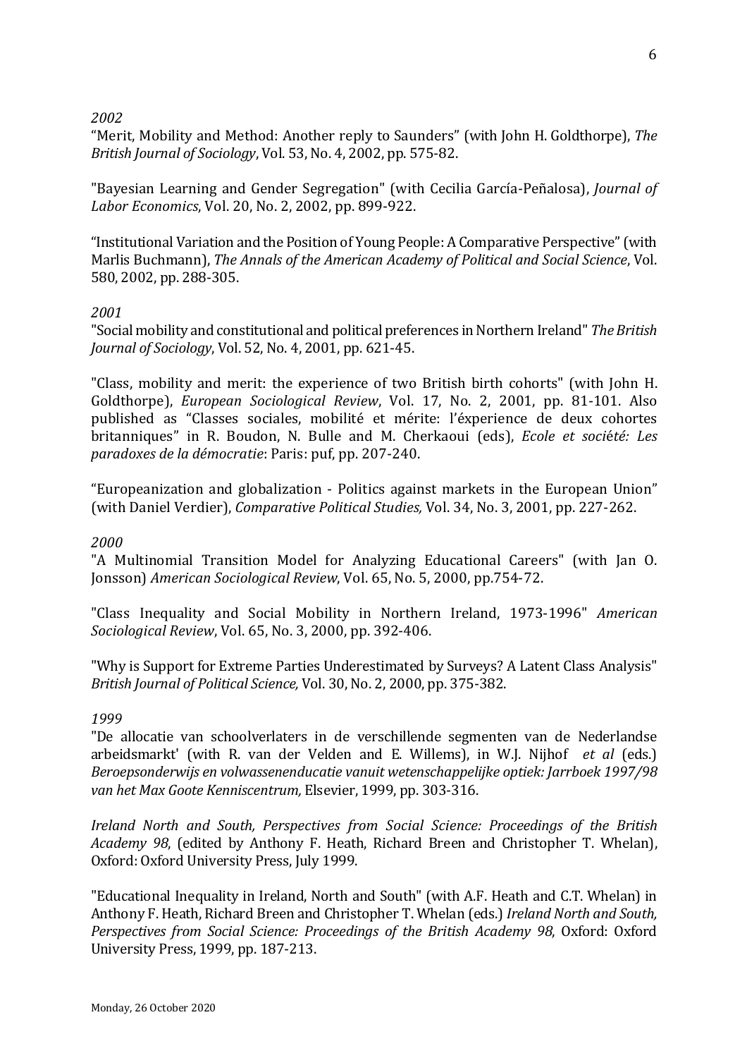*2002*

“Merit, Mobility and Method: Another reply to Saunders” (with John H. Goldthorpe), *The British Journal of Sociology*, Vol. 53, No. 4, 2002, pp. 575-82.

"Bayesian Learning and Gender Segregation" (with Cecilia García-Peñalosa), *Journal of Labor Economics*, Vol. 20, No. 2, 2002, pp. 899-922.

“Institutional Variation and the Position of Young People: A Comparative Perspective” (with Marlis Buchmann), *The Annals of the American Academy of Political and Social Science*, Vol. 580, 2002, pp. 288-305.

*2001*

"Social mobility and constitutional and political preferences in Northern Ireland" *The British Journal of Sociology*, Vol. 52, No. 4, 2001, pp. 621-45.

"Class, mobility and merit: the experience of two British birth cohorts" (with John H. Goldthorpe), *European Sociological Review*, Vol. 17, No. 2, 2001, pp. 81-101. Also published as “Classes sociales, mobilité et mérite: l’éxperience de deux cohortes britanniques” in R. Boudon, N. Bulle and M. Cherkaoui (eds), *Ecole et société: Les paradoxes de la démocratie*: Paris: puf, pp. 207-240.

“Europeanization and globalization - Politics against markets in the European Union” (with Daniel Verdier), *Comparative Political Studies,* Vol. 34, No. 3, 2001, pp. 227-262.

*2000*

"A Multinomial Transition Model for Analyzing Educational Careers" (with Jan O. Jonsson) *American Sociological Review*, Vol. 65, No. 5, 2000, pp.754-72.

"Class Inequality and Social Mobility in Northern Ireland, 1973-1996" *American Sociological Review*, Vol. 65, No. 3, 2000, pp. 392-406.

"Why is Support for Extreme Parties Underestimated by Surveys? A Latent Class Analysis" *British Journal of Political Science,* Vol. 30, No. 2, 2000, pp. 375-382.

*1999*

"De allocatie van schoolverlaters in de verschillende segmenten van de Nederlandse arbeidsmarkt' (with R. van der Velden and E. Willems), in W.J. Nijhof *et al* (eds.) *Beroepsonderwijs en volwassenenducatie vanuit wetenschappelijke optiek: Jarrboek 1997/98 van het Max Goote Kenniscentrum,* Elsevier, 1999, pp. 303-316.

*Ireland North and South, Perspectives from Social Science: Proceedings of the British Academy 98*, (edited by Anthony F. Heath, Richard Breen and Christopher T. Whelan), Oxford: Oxford University Press, July 1999.

"Educational Inequality in Ireland, North and South" (with A.F. Heath and C.T. Whelan) in Anthony F. Heath, Richard Breen and Christopher T. Whelan (eds.) *Ireland North and South, Perspectives from Social Science: Proceedings of the British Academy 98*, Oxford: Oxford University Press, 1999, pp. 187-213.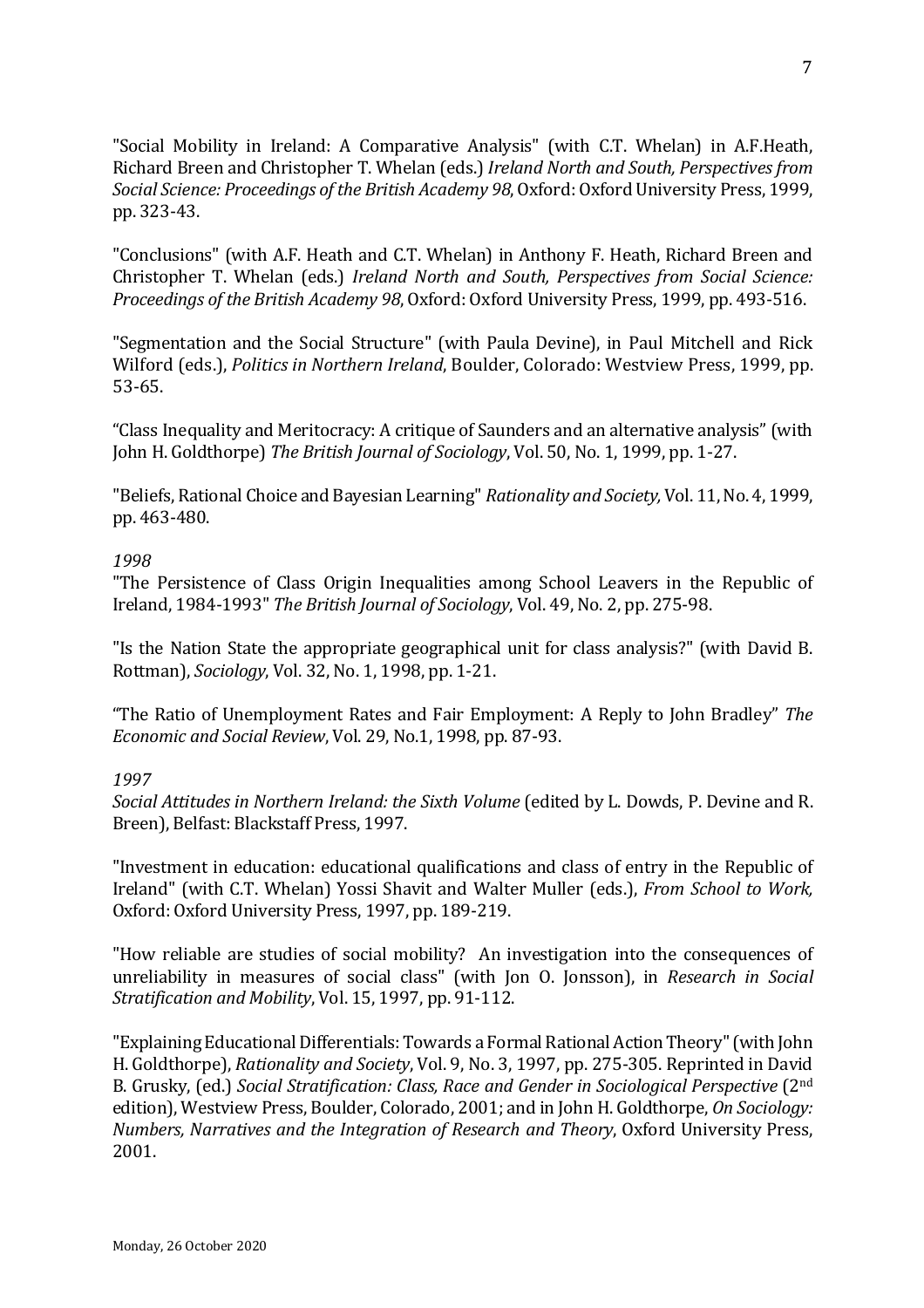"Social Mobility in Ireland: A Comparative Analysis" (with C.T. Whelan) in A.F.Heath, Richard Breen and Christopher T. Whelan (eds.) *Ireland North and South, Perspectives from Social Science: Proceedings of the British Academy 98*, Oxford: Oxford University Press, 1999, pp. 323-43.

"Conclusions" (with A.F. Heath and C.T. Whelan) in Anthony F. Heath, Richard Breen and Christopher T. Whelan (eds.) *Ireland North and South, Perspectives from Social Science: Proceedings of the British Academy 98*, Oxford: Oxford University Press, 1999, pp. 493-516.

"Segmentation and the Social Structure" (with Paula Devine), in Paul Mitchell and Rick Wilford (eds.), *Politics in Northern Ireland*, Boulder, Colorado: Westview Press, 1999, pp. 53-65.

"Class Inequality and Meritocracy: A critique of Saunders and an alternative analysis" (with John H. Goldthorpe) *The British Journal of Sociology*, Vol. 50, No. 1, 1999, pp. 1-27.

"Beliefs, Rational Choice and Bayesian Learning" *Rationality and Society,* Vol. 11, No. 4, 1999, pp. 463-480.

*1998*

"The Persistence of Class Origin Inequalities among School Leavers in the Republic of Ireland, 1984-1993" *The British Journal of Sociology*, Vol. 49, No. 2, pp. 275-98.

"Is the Nation State the appropriate geographical unit for class analysis?" (with David B. Rottman), *Sociology*, Vol. 32, No. 1, 1998, pp. 1-21.

"The Ratio of Unemployment Rates and Fair Employment: A Reply to John Bradley" *The Economic and Social Review*, Vol. 29, No.1, 1998, pp. 87-93.

*1997*

*Social Attitudes in Northern Ireland: the Sixth Volume* (edited by L. Dowds, P. Devine and R. Breen), Belfast: Blackstaff Press, 1997.

"Investment in education: educational qualifications and class of entry in the Republic of Ireland" (with C.T. Whelan) Yossi Shavit and Walter Muller (eds.), *From School to Work,* Oxford: Oxford University Press, 1997, pp. 189-219.

"How reliable are studies of social mobility? An investigation into the consequences of unreliability in measures of social class" (with Jon O. Jonsson), in *Research in Social Stratification and Mobility*, Vol. 15, 1997, pp. 91-112.

"Explaining Educational Differentials: Towards a Formal Rational Action Theory" (with John H. Goldthorpe), *Rationality and Society*, Vol. 9, No. 3, 1997, pp. 275-305. Reprinted in David B. Grusky, (ed.) *Social Stratification: Class, Race and Gender in Sociological Perspective* (2nd edition), Westview Press, Boulder, Colorado, 2001; and in John H. Goldthorpe, *On Sociology: Numbers, Narratives and the Integration of Research and Theory*, Oxford University Press, 2001.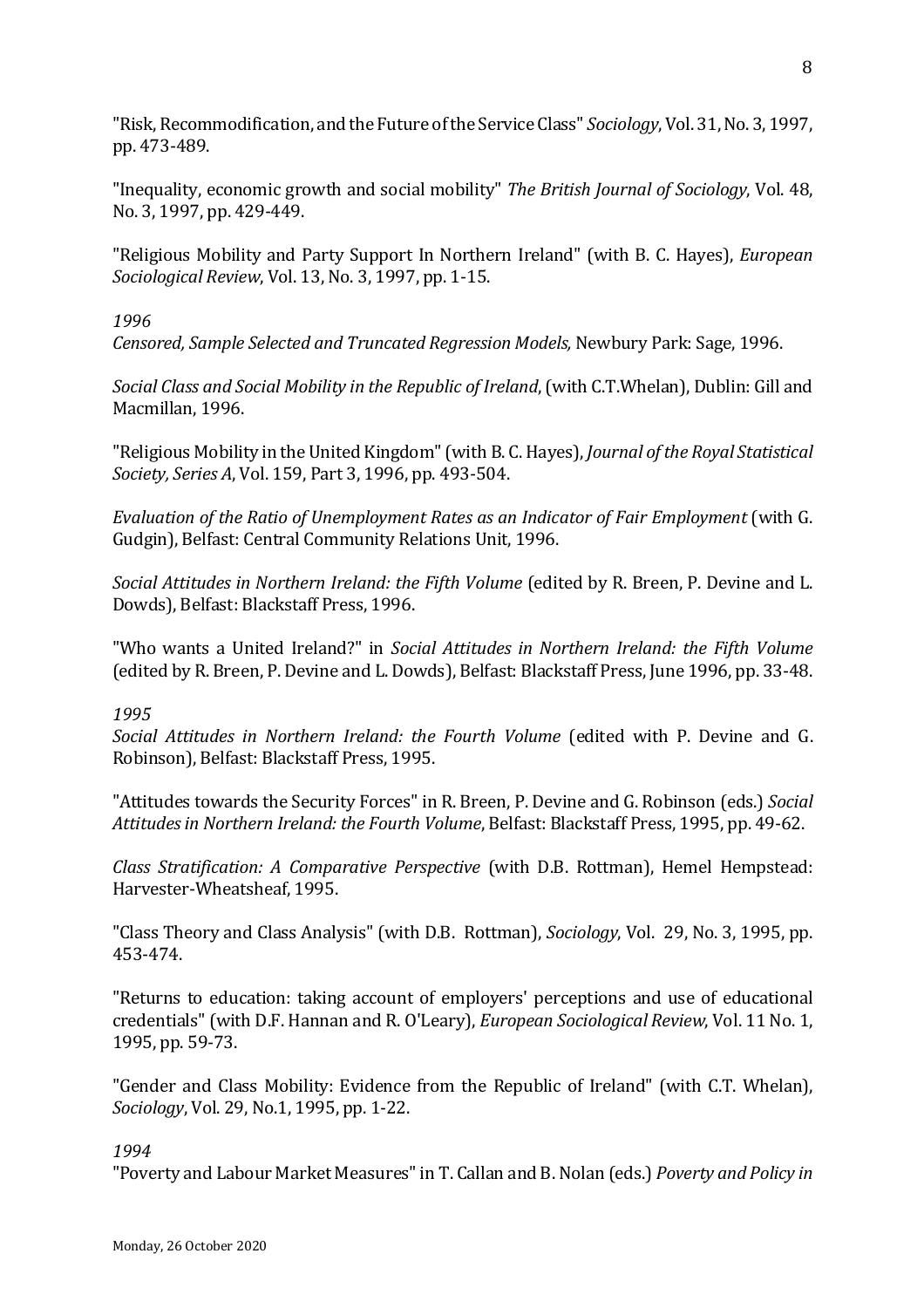"Risk, Recommodification, and the Future of the Service Class" *Sociology*, Vol. 31, No. 3, 1997, pp. 473-489.

"Inequality, economic growth and social mobility" *The British Journal of Sociology*, Vol. 48, No. 3, 1997, pp. 429-449.

"Religious Mobility and Party Support In Northern Ireland" (with B. C. Hayes), *European Sociological Review*, Vol. 13, No. 3, 1997, pp. 1-15.

*1996*
*Censored, Sample Selected and Truncated Regression Models,* Newbury Park: Sage, 1996.

*Social Class and Social Mobility in the Republic of Ireland*, (with C.T.Whelan), Dublin: Gill and Macmillan, 1996.

"Religious Mobility in the United Kingdom" (with B. C. Hayes), *Journal of the Royal Statistical Society, Series A*, Vol. 159, Part 3, 1996, pp. 493-504.

*Evaluation of the Ratio of Unemployment Rates as an Indicator of Fair Employment* (with G. Gudgin), Belfast: Central Community Relations Unit, 1996.

*Social Attitudes in Northern Ireland: the Fifth Volume* (edited by R. Breen, P. Devine and L. Dowds), Belfast: Blackstaff Press, 1996.

"Who wants a United Ireland?" in *Social Attitudes in Northern Ireland: the Fifth Volume* (edited by R. Breen, P. Devine and L. Dowds), Belfast: Blackstaff Press, June 1996, pp. 33-48.

*1995*
*Social Attitudes in Northern Ireland: the Fourth Volume* (edited with P. Devine and G. Robinson), Belfast: Blackstaff Press, 1995.

"Attitudes towards the Security Forces" in R. Breen, P. Devine and G. Robinson (eds.) *Social Attitudes in Northern Ireland: the Fourth Volume*, Belfast: Blackstaff Press, 1995, pp. 49-62.

*Class Stratification: A Comparative Perspective* (with D.B. Rottman), Hemel Hempstead: Harvester-Wheatsheaf, 1995.

"Class Theory and Class Analysis" (with D.B. Rottman), *Sociology*, Vol. 29, No. 3, 1995, pp. 453-474.

"Returns to education: taking account of employers' perceptions and use of educational credentials" (with D.F. Hannan and R. O'Leary), *European Sociological Review*, Vol. 11 No. 1, 1995, pp. 59-73.

"Gender and Class Mobility: Evidence from the Republic of Ireland" (with C.T. Whelan), *Sociology*, Vol. 29, No.1, 1995, pp. 1-22.

*1994*
"Poverty and Labour Market Measures" in T. Callan and B. Nolan (eds.) *Poverty and Policy in*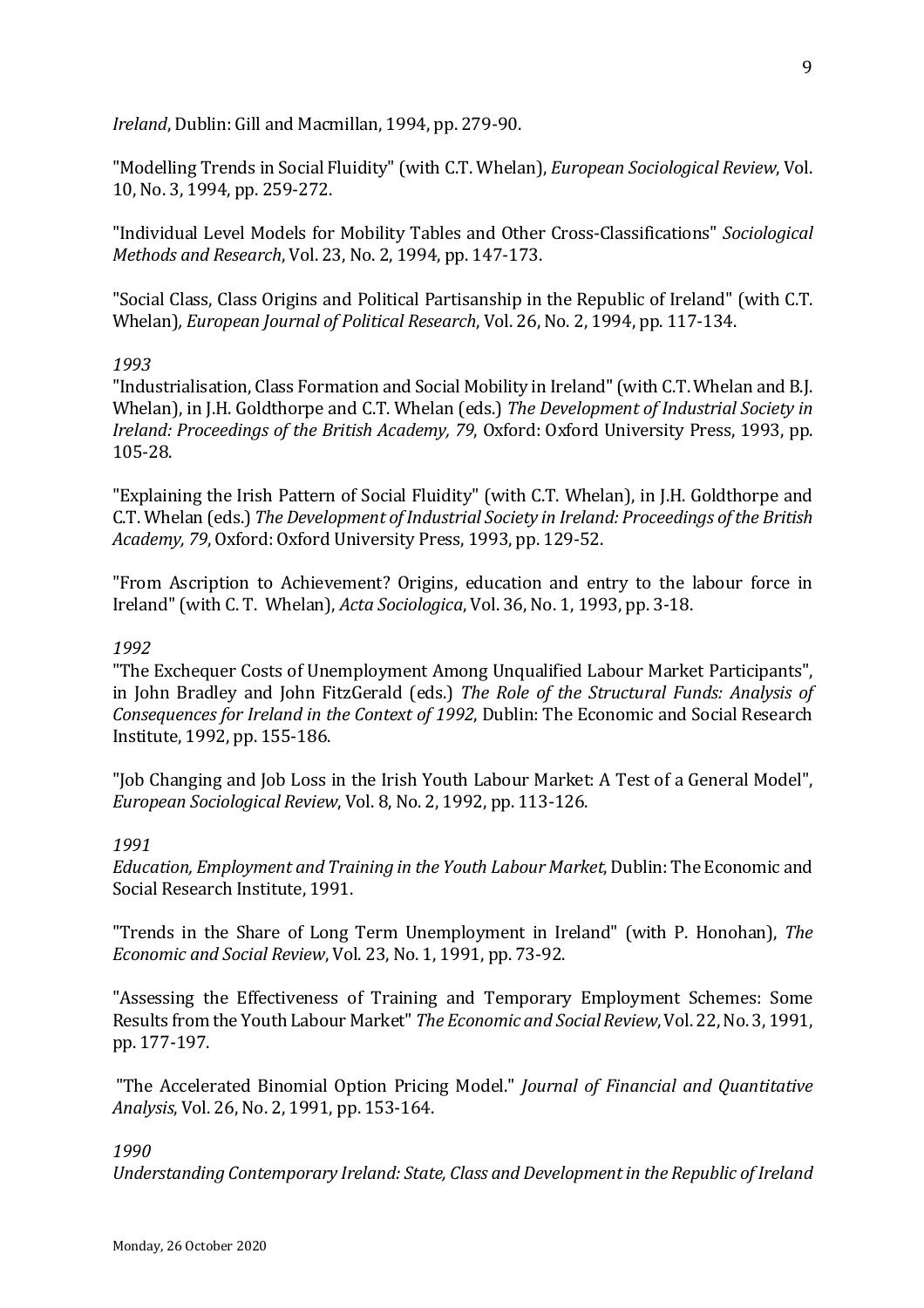*Ireland*, Dublin: Gill and Macmillan, 1994, pp. 279-90.

"Modelling Trends in Social Fluidity" (with C.T. Whelan), *European Sociological Review*, Vol. 10, No. 3, 1994, pp. 259-272.

"Individual Level Models for Mobility Tables and Other Cross-Classifications" *Sociological Methods and Research*, Vol. 23, No. 2, 1994, pp. 147-173.

"Social Class, Class Origins and Political Partisanship in the Republic of Ireland" (with C.T. Whelan), *European Journal of Political Research*, Vol. 26, No. 2, 1994, pp. 117-134.

*1993*

"Industrialisation, Class Formation and Social Mobility in Ireland" (with C.T. Whelan and B.J. Whelan), in J.H. Goldthorpe and C.T. Whelan (eds.) *The Development of Industrial Society in Ireland: Proceedings of the British Academy, 79*, Oxford: Oxford University Press, 1993, pp. 105-28.

"Explaining the Irish Pattern of Social Fluidity" (with C.T. Whelan), in J.H. Goldthorpe and C.T. Whelan (eds.) *The Development of Industrial Society in Ireland: Proceedings of the British Academy, 79*, Oxford: Oxford University Press, 1993, pp. 129-52.

"From Ascription to Achievement? Origins, education and entry to the labour force in Ireland" (with C. T. Whelan), *Acta Sociologica*, Vol. 36, No. 1, 1993, pp. 3-18.

*1992*

"The Exchequer Costs of Unemployment Among Unqualified Labour Market Participants", in John Bradley and John FitzGerald (eds.) *The Role of the Structural Funds: Analysis of Consequences for Ireland in the Context of 1992*, Dublin: The Economic and Social Research Institute, 1992, pp. 155-186.

"Job Changing and Job Loss in the Irish Youth Labour Market: A Test of a General Model", *European Sociological Review*, Vol. 8, No. 2, 1992, pp. 113-126.

*1991*

*Education, Employment and Training in the Youth Labour Market*, Dublin: The Economic and Social Research Institute, 1991.

"Trends in the Share of Long Term Unemployment in Ireland" (with P. Honohan), *The Economic and Social Review*, Vol. 23, No. 1, 1991, pp. 73-92.

"Assessing the Effectiveness of Training and Temporary Employment Schemes: Some Results from the Youth Labour Market" *The Economic and Social Review*, Vol. 22, No. 3, 1991, pp. 177-197.

"The Accelerated Binomial Option Pricing Model." *Journal of Financial and Quantitative Analysis*, Vol. 26, No. 2, 1991, pp. 153-164.

*1990*

*Understanding Contemporary Ireland: State, Class and Development in the Republic of Ireland*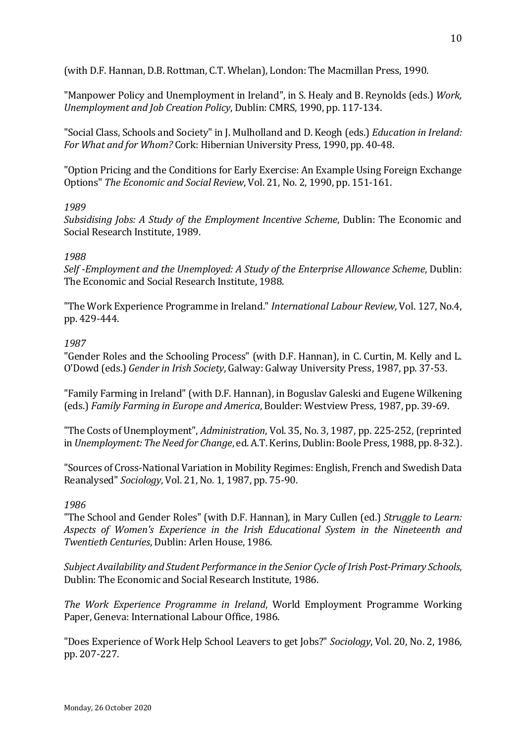(with D.F. Hannan, D.B. Rottman, C.T. Whelan), London: The Macmillan Press, 1990.

"Manpower Policy and Unemployment in Ireland", in S. Healy and B. Reynolds (eds.) *Work, Unemployment and Job Creation Policy*, Dublin: CMRS, 1990, pp. 117-134.

"Social Class, Schools and Society" in J. Mulholland and D. Keogh (eds.) *Education in Ireland: For What and for Whom?* Cork: Hibernian University Press, 1990, pp. 40-48.

"Option Pricing and the Conditions for Early Exercise: An Example Using Foreign Exchange Options" *The Economic and Social Review*, Vol. 21, No. 2, 1990, pp. 151-161.

*1989*

*Subsidising Jobs: A Study of the Employment Incentive Scheme*, Dublin: The Economic and Social Research Institute, 1989.

*1988*

*Self -Employment and the Unemployed: A Study of the Enterprise Allowance Scheme*, Dublin: The Economic and Social Research Institute, 1988.

"The Work Experience Programme in Ireland." *International Labour Review*, Vol. 127, No.4, pp. 429-444.

*1987*

"Gender Roles and the Schooling Process" (with D.F. Hannan), in C. Curtin, M. Kelly and L. O'Dowd (eds.) *Gender in Irish Society*, Galway: Galway University Press, 1987, pp. 37-53.

"Family Farming in Ireland" (with D.F. Hannan), in Boguslav Galeski and Eugene Wilkening (eds.) *Family Farming in Europe and America*, Boulder: Westview Press, 1987, pp. 39-69.

"The Costs of Unemployment", *Administration*, Vol. 35, No. 3, 1987, pp. 225-252, (reprinted in *Unemployment: The Need for Change*, ed. A.T. Kerins, Dublin: Boole Press, 1988, pp. 8-32.).

"Sources of Cross-National Variation in Mobility Regimes: English, French and Swedish Data Reanalysed" *Sociology*, Vol. 21, No. 1, 1987, pp. 75-90.

*1986*

"The School and Gender Roles" (with D.F. Hannan), in Mary Cullen (ed.) *Struggle to Learn: Aspects of Women's Experience in the Irish Educational System in the Nineteenth and Twentieth Centuries*, Dublin: Arlen House, 1986.

*Subject Availability and Student Performance in the Senior Cycle of Irish Post-Primary Schools*, Dublin: The Economic and Social Research Institute, 1986.

*The Work Experience Programme in Ireland*, World Employment Programme Working Paper, Geneva: International Labour Office, 1986.

"Does Experience of Work Help School Leavers to get Jobs?" *Sociology*, Vol. 20, No. 2, 1986, pp. 207-227.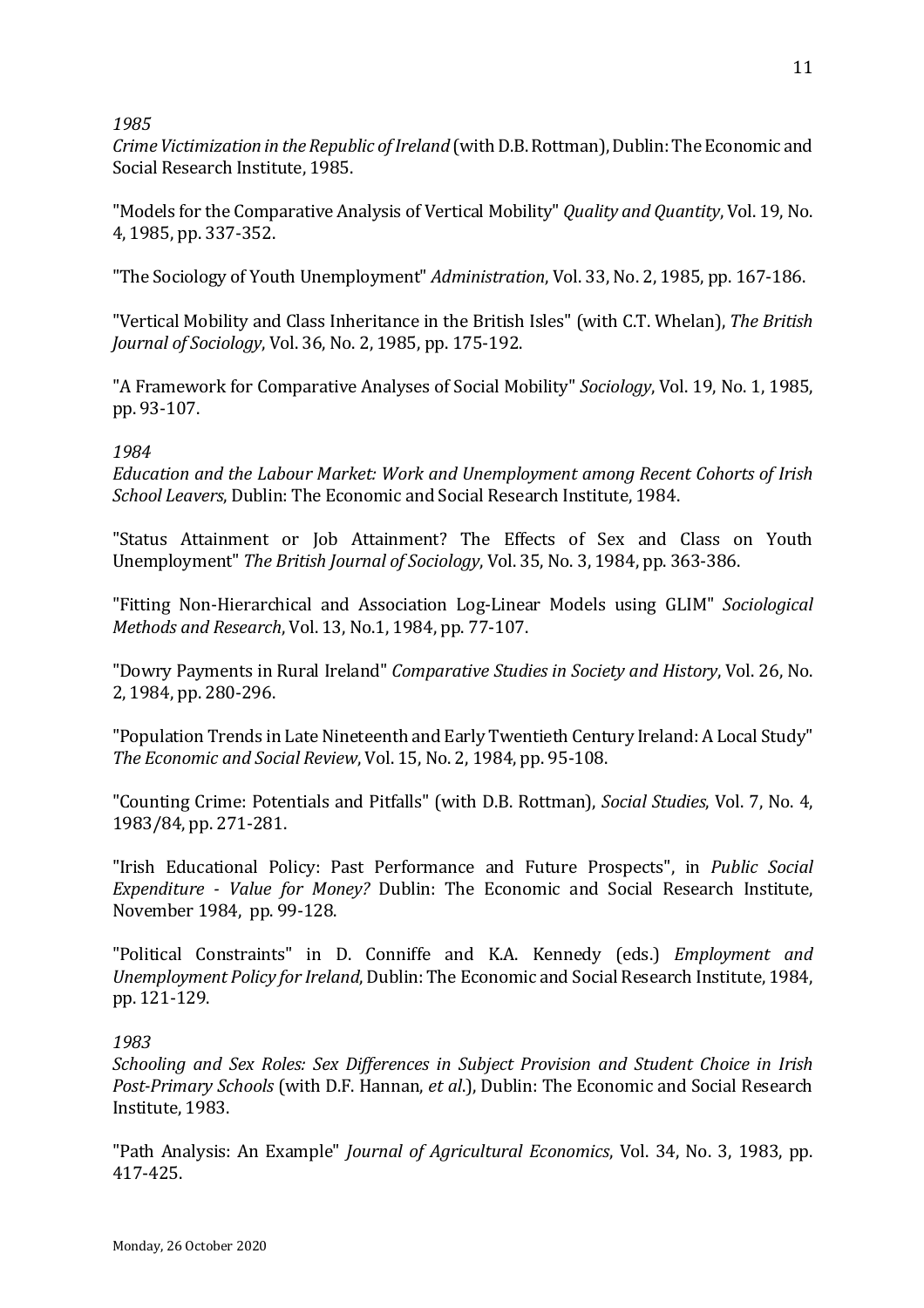*1985*

*Crime Victimization in the Republic of Ireland* (with D.B. Rottman), Dublin: The Economic and Social Research Institute, 1985.

"Models for the Comparative Analysis of Vertical Mobility" *Quality and Quantity*, Vol. 19, No. 4, 1985, pp. 337-352.

"The Sociology of Youth Unemployment" *Administration*, Vol. 33, No. 2, 1985, pp. 167-186.

"Vertical Mobility and Class Inheritance in the British Isles" (with C.T. Whelan), *The British Journal of Sociology*, Vol. 36, No. 2, 1985, pp. 175-192.

"A Framework for Comparative Analyses of Social Mobility" *Sociology*, Vol. 19, No. 1, 1985, pp. 93-107.

*1984*

*Education and the Labour Market: Work and Unemployment among Recent Cohorts of Irish School Leavers*, Dublin: The Economic and Social Research Institute, 1984.

"Status Attainment or Job Attainment? The Effects of Sex and Class on Youth Unemployment" *The British Journal of Sociology*, Vol. 35, No. 3, 1984, pp. 363-386.

"Fitting Non-Hierarchical and Association Log-Linear Models using GLIM" *Sociological Methods and Research*, Vol. 13, No.1, 1984, pp. 77-107.

"Dowry Payments in Rural Ireland" *Comparative Studies in Society and History*, Vol. 26, No. 2, 1984, pp. 280-296.

"Population Trends in Late Nineteenth and Early Twentieth Century Ireland: A Local Study" *The Economic and Social Review*, Vol. 15, No. 2, 1984, pp. 95-108.

"Counting Crime: Potentials and Pitfalls" (with D.B. Rottman), *Social Studies*, Vol. 7, No. 4, 1983/84, pp. 271-281.

"Irish Educational Policy: Past Performance and Future Prospects", in *Public Social Expenditure - Value for Money?* Dublin: The Economic and Social Research Institute, November 1984, pp. 99-128.

"Political Constraints" in D. Conniffe and K.A. Kennedy (eds.) *Employment and Unemployment Policy for Ireland*, Dublin: The Economic and Social Research Institute, 1984, pp. 121-129.

*1983*

*Schooling and Sex Roles: Sex Differences in Subject Provision and Student Choice in Irish Post-Primary Schools* (with D.F. Hannan, *et al*.), Dublin: The Economic and Social Research Institute, 1983.

"Path Analysis: An Example" *Journal of Agricultural Economics*, Vol. 34, No. 3, 1983, pp. 417-425.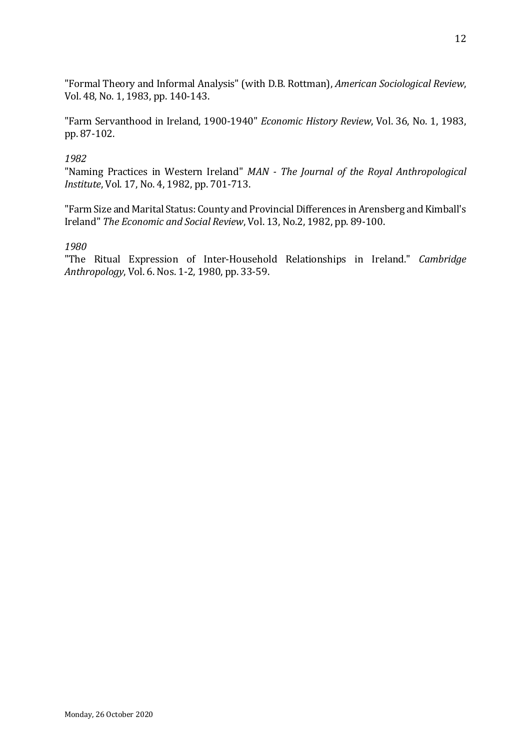"Formal Theory and Informal Analysis" (with D.B. Rottman), *American Sociological Review*, Vol. 48, No. 1, 1983, pp. 140-143.

"Farm Servanthood in Ireland, 1900-1940" *Economic History Review*, Vol. 36, No. 1, 1983, pp. 87-102.

*1982*

"Naming Practices in Western Ireland" *MAN - The Journal of the Royal Anthropological Institute*, Vol. 17, No. 4, 1982, pp. 701-713.

"Farm Size and Marital Status: County and Provincial Differences in Arensberg and Kimball's Ireland" *The Economic and Social Review*, Vol. 13, No.2, 1982, pp. 89-100.

*1980*

"The Ritual Expression of Inter-Household Relationships in Ireland." *Cambridge Anthropology*, Vol. 6. Nos. 1-2, 1980, pp. 33-59.